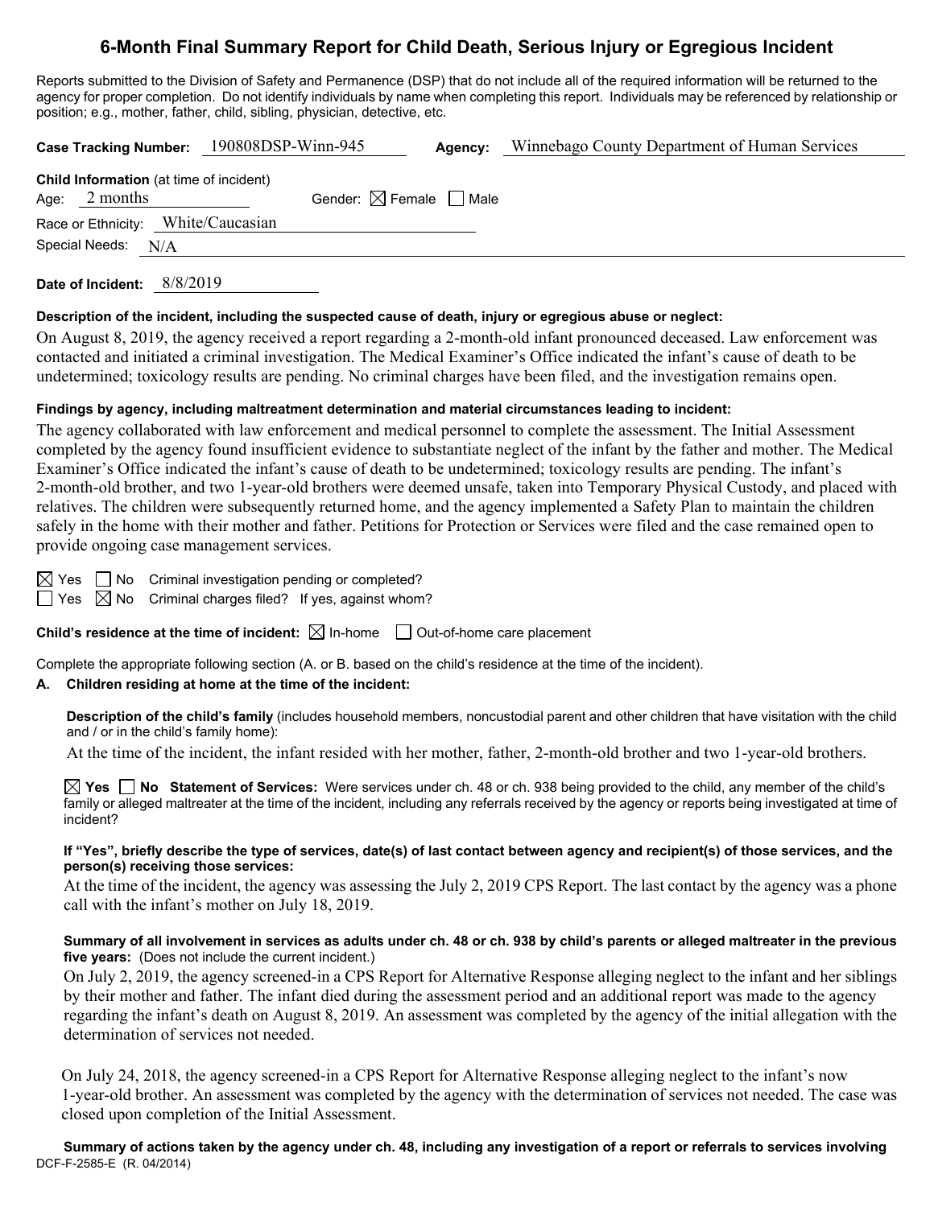# 6-Month Final Summary Report for Child Death, Serious Injury or Egregious Incident

Reports submitted to the Division of Safety and Permanence (DSP) that do not include all of the required information will be returned to the agency for proper completion. Do not identify individuals by name when completing this report. Individuals may be referenced by relationship or position; e.g., mother, father, child, sibling, physician, detective, etc.

**Case Tracking Number:** 190808DSP-Winn-945 **Agency:** Winnebago County Department of Human Services

**Child Information** (at time of incident)
Age: 2 months Gender: ☒ Female ☐ Male
Race or Ethnicity: White/Caucasian
Special Needs: N/A

**Date of Incident:** 8/8/2019

**Description of the incident, including the suspected cause of death, injury or egregious abuse or neglect:**

On August 8, 2019, the agency received a report regarding a 2-month-old infant pronounced deceased. Law enforcement was contacted and initiated a criminal investigation. The Medical Examiner's Office indicated the infant's cause of death to be undetermined; toxicology results are pending. No criminal charges have been filed, and the investigation remains open.

**Findings by agency, including maltreatment determination and material circumstances leading to incident:**

The agency collaborated with law enforcement and medical personnel to complete the assessment. The Initial Assessment completed by the agency found insufficient evidence to substantiate neglect of the infant by the father and mother. The Medical Examiner's Office indicated the infant's cause of death to be undetermined; toxicology results are pending. The infant's 2-month-old brother, and two 1-year-old brothers were deemed unsafe, taken into Temporary Physical Custody, and placed with relatives. The children were subsequently returned home, and the agency implemented a Safety Plan to maintain the children safely in the home with their mother and father. Petitions for Protection or Services were filed and the case remained open to provide ongoing case management services.

☒ Yes ☐ No Criminal investigation pending or completed?
☐ Yes ☒ No Criminal charges filed? If yes, against whom?

**Child's residence at the time of incident:** ☒ In-home ☐ Out-of-home care placement

Complete the appropriate following section (A. or B. based on the child's residence at the time of the incident).

**A. Children residing at home at the time of the incident:**

**Description of the child's family** (includes household members, noncustodial parent and other children that have visitation with the child and / or in the child's family home):

At the time of the incident, the infant resided with her mother, father, 2-month-old brother and two 1-year-old brothers.

☒ **Yes** ☐ **No Statement of Services:** Were services under ch. 48 or ch. 938 being provided to the child, any member of the child's family or alleged maltreater at the time of the incident, including any referrals received by the agency or reports being investigated at time of incident?

**If "Yes", briefly describe the type of services, date(s) of last contact between agency and recipient(s) of those services, and the person(s) receiving those services:**

At the time of the incident, the agency was assessing the July 2, 2019 CPS Report. The last contact by the agency was a phone call with the infant's mother on July 18, 2019.

**Summary of all involvement in services as adults under ch. 48 or ch. 938 by child's parents or alleged maltreater in the previous five years:** (Does not include the current incident.)

On July 2, 2019, the agency screened-in a CPS Report for Alternative Response alleging neglect to the infant and her siblings by their mother and father. The infant died during the assessment period and an additional report was made to the agency regarding the infant's death on August 8, 2019. An assessment was completed by the agency of the initial allegation with the determination of services not needed.

On July 24, 2018, the agency screened-in a CPS Report for Alternative Response alleging neglect to the infant's now 1-year-old brother. An assessment was completed by the agency with the determination of services not needed. The case was closed upon completion of the Initial Assessment.

**Summary of actions taken by the agency under ch. 48, including any investigation of a report or referrals to services involving**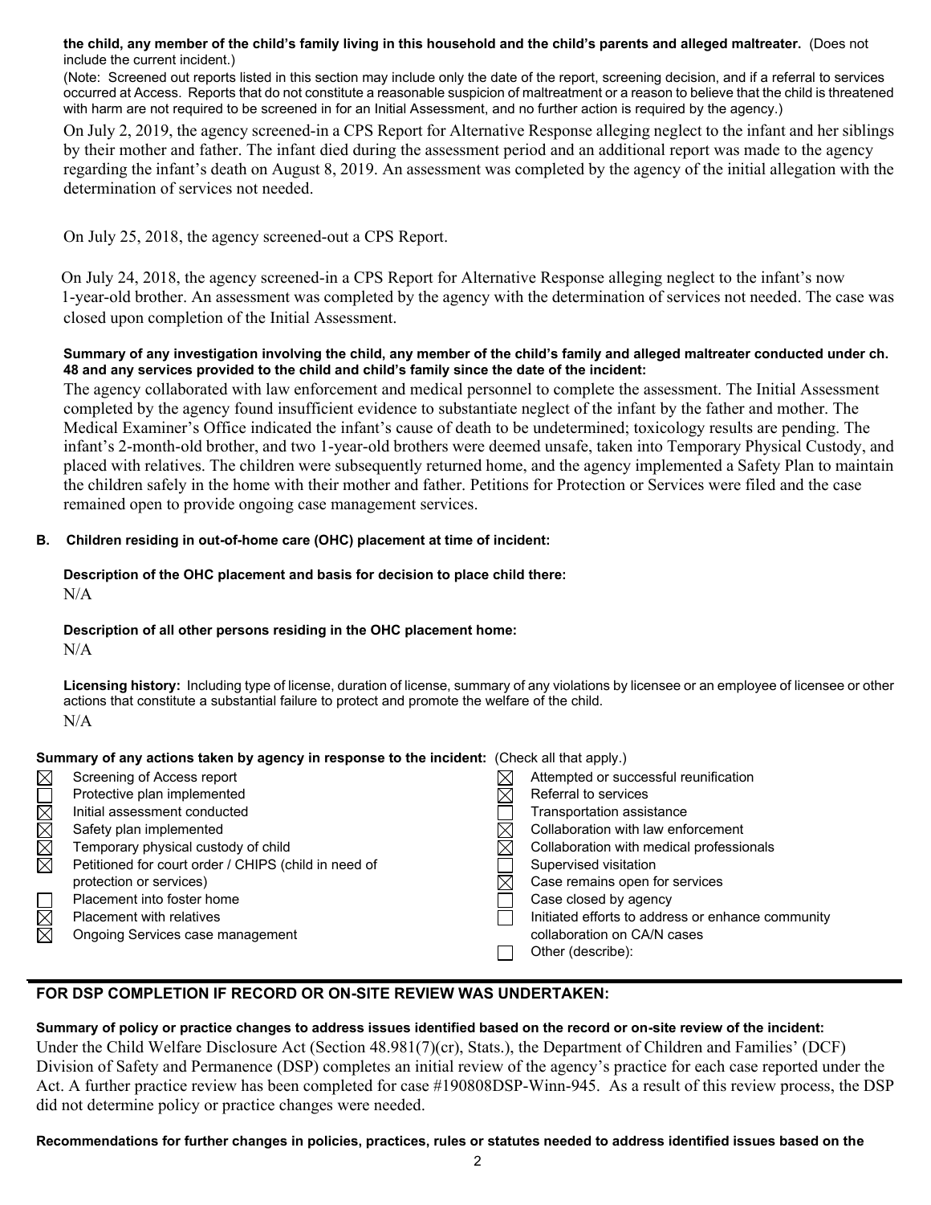**the child, any member of the child's family living in this household and the child's parents and alleged maltreater.** (Does not include the current incident.)

(Note: Screened out reports listed in this section may include only the date of the report, screening decision, and if a referral to services occurred at Access. Reports that do not constitute a reasonable suspicion of maltreatment or a reason to believe that the child is threatened with harm are not required to be screened in for an Initial Assessment, and no further action is required by the agency.)

On July 2, 2019, the agency screened-in a CPS Report for Alternative Response alleging neglect to the infant and her siblings by their mother and father. The infant died during the assessment period and an additional report was made to the agency regarding the infant's death on August 8, 2019. An assessment was completed by the agency of the initial allegation with the determination of services not needed.

On July 25, 2018, the agency screened-out a CPS Report.

On July 24, 2018, the agency screened-in a CPS Report for Alternative Response alleging neglect to the infant's now 1-year-old brother. An assessment was completed by the agency with the determination of services not needed. The case was closed upon completion of the Initial Assessment.

**Summary of any investigation involving the child, any member of the child's family and alleged maltreater conducted under ch. 48 and any services provided to the child and child's family since the date of the incident:**

The agency collaborated with law enforcement and medical personnel to complete the assessment. The Initial Assessment completed by the agency found insufficient evidence to substantiate neglect of the infant by the father and mother. The Medical Examiner's Office indicated the infant's cause of death to be undetermined; toxicology results are pending. The infant's 2-month-old brother, and two 1-year-old brothers were deemed unsafe, taken into Temporary Physical Custody, and placed with relatives. The children were subsequently returned home, and the agency implemented a Safety Plan to maintain the children safely in the home with their mother and father. Petitions for Protection or Services were filed and the case remained open to provide ongoing case management services.

**B. Children residing in out-of-home care (OHC) placement at time of incident:**

**Description of the OHC placement and basis for decision to place child there:**
N/A

**Description of all other persons residing in the OHC placement home:**
N/A

**Licensing history:** Including type of license, duration of license, summary of any violations by licensee or an employee of licensee or other actions that constitute a substantial failure to protect and promote the welfare of the child.
N/A

**Summary of any actions taken by agency in response to the incident:** (Check all that apply.)

- [x] Screening of Access report
- [ ] Protective plan implemented
- [x] Initial assessment conducted
- [x] Safety plan implemented
- [x] Temporary physical custody of child
- [x] Petitioned for court order / CHIPS (child in need of protection or services)
- [ ] Placement into foster home
- [x] Placement with relatives
- [x] Ongoing Services case management
- [x] Attempted or successful reunification
- [x] Referral to services
- [ ] Transportation assistance
- [x] Collaboration with law enforcement
- [x] Collaboration with medical professionals
- [ ] Supervised visitation
- [x] Case remains open for services
- [ ] Case closed by agency
- [ ] Initiated efforts to address or enhance community collaboration on CA/N cases
- [ ] Other (describe):

## FOR DSP COMPLETION IF RECORD OR ON-SITE REVIEW WAS UNDERTAKEN:

**Summary of policy or practice changes to address issues identified based on the record or on-site review of the incident:**

Under the Child Welfare Disclosure Act (Section 48.981(7)(cr), Stats.), the Department of Children and Families' (DCF) Division of Safety and Permanence (DSP) completes an initial review of the agency's practice for each case reported under the Act. A further practice review has been completed for case #190808DSP-Winn-945. As a result of this review process, the DSP did not determine policy or practice changes were needed.

**Recommendations for further changes in policies, practices, rules or statutes needed to address identified issues based on the**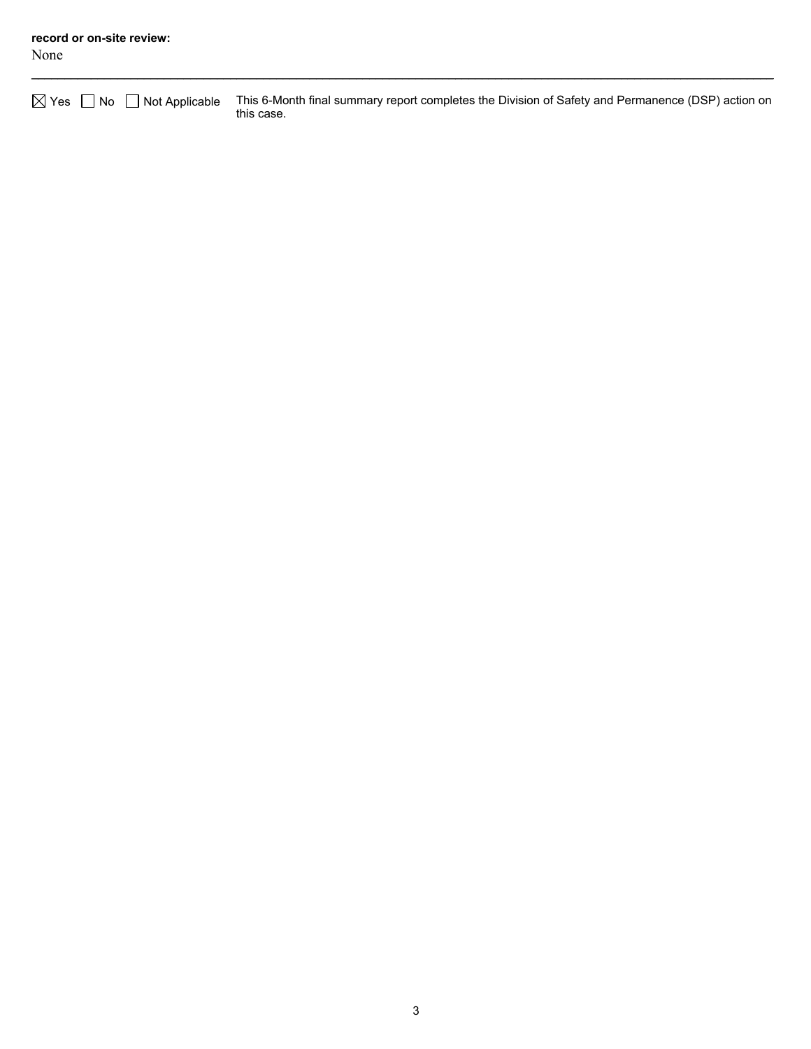**record or on-site review:**
None

---

☒ Yes ☐ No ☐ Not Applicable This 6-Month final summary report completes the Division of Safety and Permanence (DSP) action on this case.